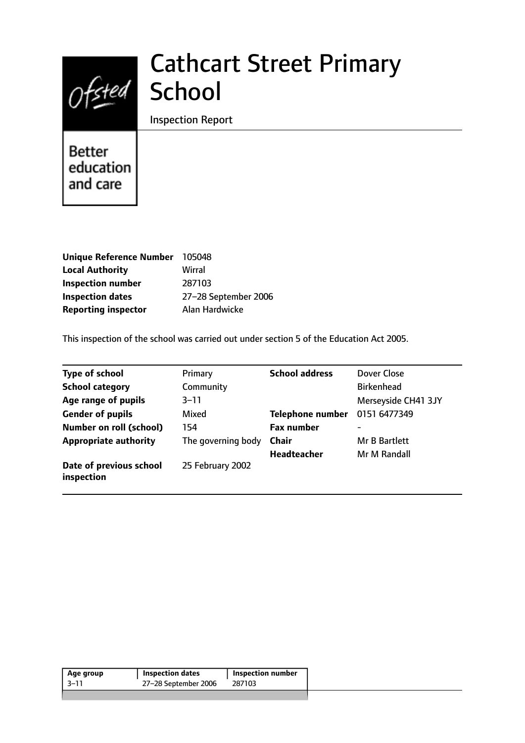# Cathcart Street Primary School

Inspection Report

Better education and care

| | |
|---|---|
| **Unique Reference Number** | 105048 |
| **Local Authority** | Wirral |
| **Inspection number** | 287103 |
| **Inspection dates** | 27–28 September 2006 |
| **Reporting inspector** | Alan Hardwicke |

This inspection of the school was carried out under section 5 of the Education Act 2005.

| | | | |
|---|---|---|---|
| **Type of school** | Primary | **School address** | Dover Close |
| **School category** | Community | | Birkenhead |
| **Age range of pupils** | 3–11 | | Merseyside CH41 3JY |
| **Gender of pupils** | Mixed | **Telephone number** | 0151 6477349 |
| **Number on roll (school)** | 154 | **Fax number** | - |
| **Appropriate authority** | The governing body | **Chair** | Mr B Bartlett |
| | | **Headteacher** | Mr M Randall |
| **Date of previous school inspection** | 25 February 2002 | | |

| Age group | Inspection dates | Inspection number |
|---|---|---|
| 3–11 | 27–28 September 2006 | 287103 |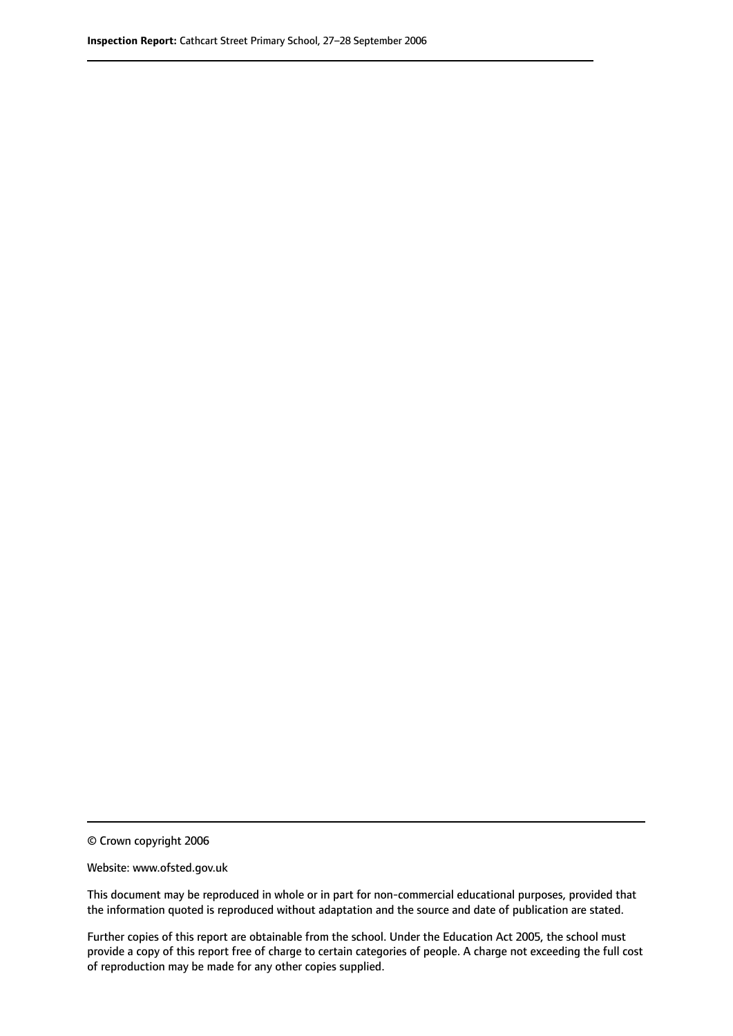© Crown copyright 2006

Website: www.ofsted.gov.uk

This document may be reproduced in whole or in part for non-commercial educational purposes, provided that the information quoted is reproduced without adaptation and the source and date of publication are stated.

Further copies of this report are obtainable from the school. Under the Education Act 2005, the school must provide a copy of this report free of charge to certain categories of people. A charge not exceeding the full cost of reproduction may be made for any other copies supplied.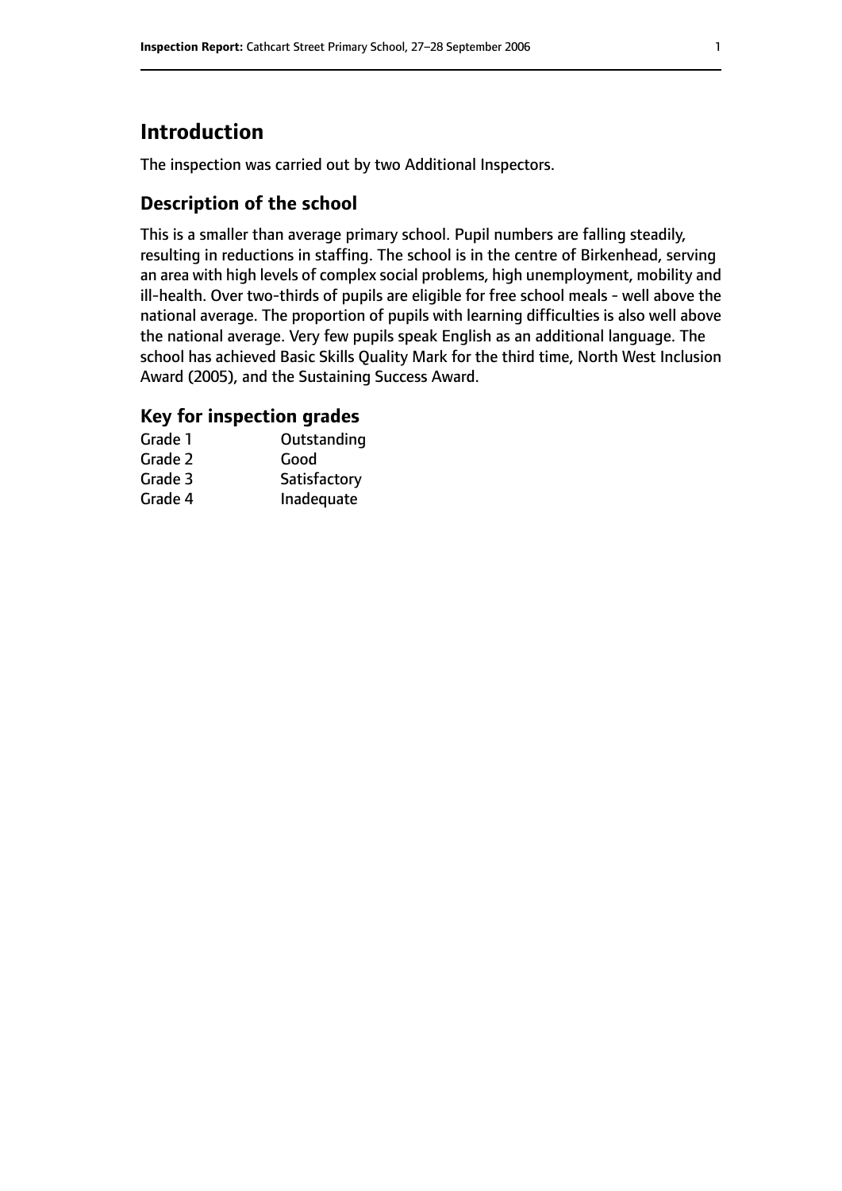## Introduction

The inspection was carried out by two Additional Inspectors.

### Description of the school

This is a smaller than average primary school. Pupil numbers are falling steadily, resulting in reductions in staffing. The school is in the centre of Birkenhead, serving an area with high levels of complex social problems, high unemployment, mobility and ill-health. Over two-thirds of pupils are eligible for free school meals - well above the national average. The proportion of pupils with learning difficulties is also well above the national average. Very few pupils speak English as an additional language. The school has achieved Basic Skills Quality Mark for the third time, North West Inclusion Award (2005), and the Sustaining Success Award.

### Key for inspection grades

| | |
|---|---|
| Grade 1 | Outstanding |
| Grade 2 | Good |
| Grade 3 | Satisfactory |
| Grade 4 | Inadequate |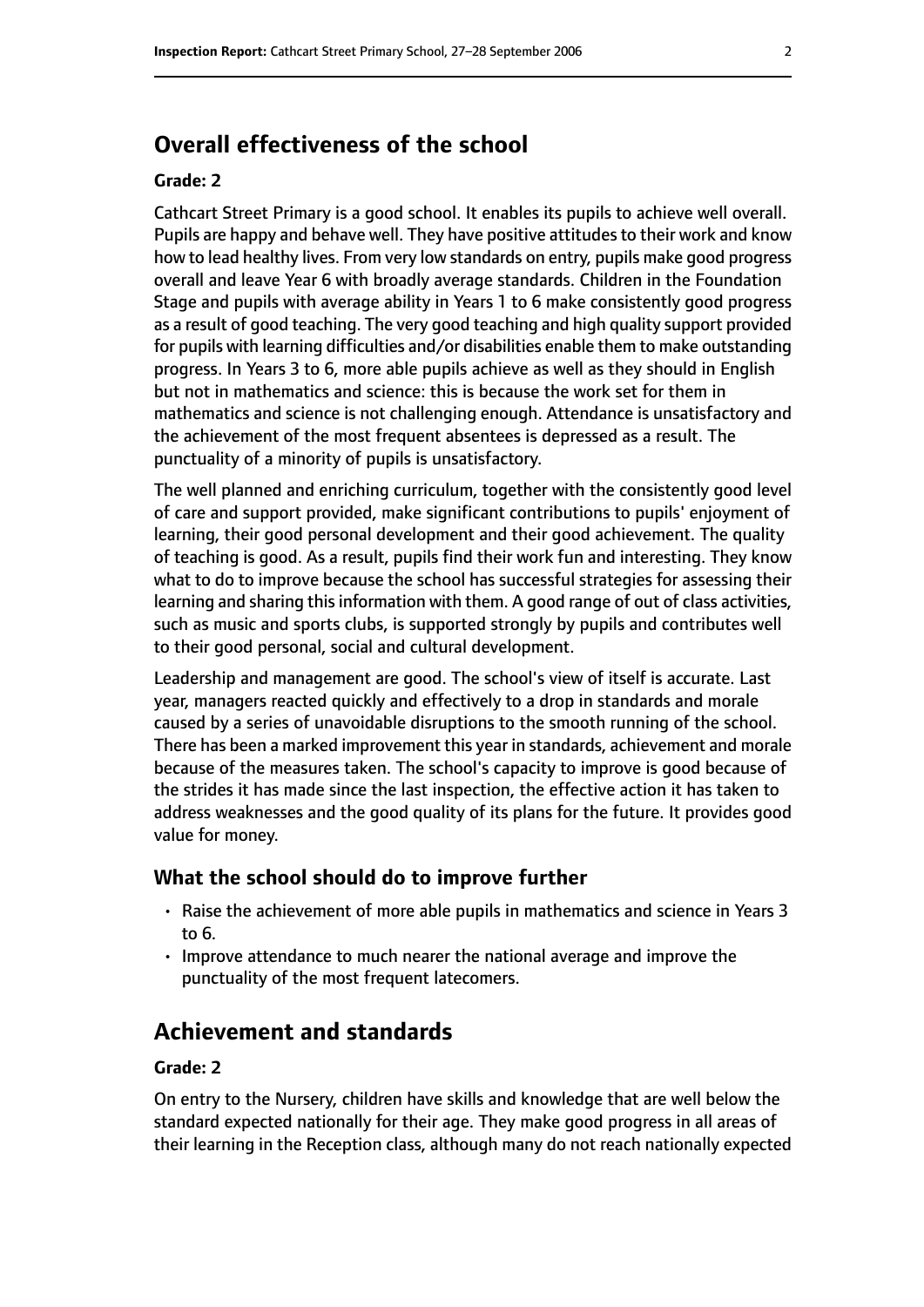## Overall effectiveness of the school

**Grade: 2**

Cathcart Street Primary is a good school. It enables its pupils to achieve well overall. Pupils are happy and behave well. They have positive attitudes to their work and know how to lead healthy lives. From very low standards on entry, pupils make good progress overall and leave Year 6 with broadly average standards. Children in the Foundation Stage and pupils with average ability in Years 1 to 6 make consistently good progress as a result of good teaching. The very good teaching and high quality support provided for pupils with learning difficulties and/or disabilities enable them to make outstanding progress. In Years 3 to 6, more able pupils achieve as well as they should in English but not in mathematics and science: this is because the work set for them in mathematics and science is not challenging enough. Attendance is unsatisfactory and the achievement of the most frequent absentees is depressed as a result. The punctuality of a minority of pupils is unsatisfactory.

The well planned and enriching curriculum, together with the consistently good level of care and support provided, make significant contributions to pupils' enjoyment of learning, their good personal development and their good achievement. The quality of teaching is good. As a result, pupils find their work fun and interesting. They know what to do to improve because the school has successful strategies for assessing their learning and sharing this information with them. A good range of out of class activities, such as music and sports clubs, is supported strongly by pupils and contributes well to their good personal, social and cultural development.

Leadership and management are good. The school's view of itself is accurate. Last year, managers reacted quickly and effectively to a drop in standards and morale caused by a series of unavoidable disruptions to the smooth running of the school. There has been a marked improvement this year in standards, achievement and morale because of the measures taken. The school's capacity to improve is good because of the strides it has made since the last inspection, the effective action it has taken to address weaknesses and the good quality of its plans for the future. It provides good value for money.

### What the school should do to improve further

- Raise the achievement of more able pupils in mathematics and science in Years 3 to 6.
- Improve attendance to much nearer the national average and improve the punctuality of the most frequent latecomers.

## Achievement and standards

**Grade: 2**

On entry to the Nursery, children have skills and knowledge that are well below the standard expected nationally for their age. They make good progress in all areas of their learning in the Reception class, although many do not reach nationally expected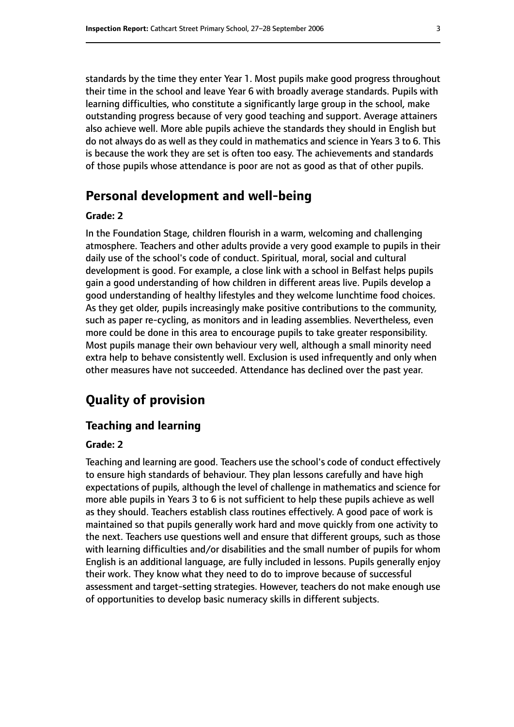standards by the time they enter Year 1. Most pupils make good progress throughout their time in the school and leave Year 6 with broadly average standards. Pupils with learning difficulties, who constitute a significantly large group in the school, make outstanding progress because of very good teaching and support. Average attainers also achieve well. More able pupils achieve the standards they should in English but do not always do as well as they could in mathematics and science in Years 3 to 6. This is because the work they are set is often too easy. The achievements and standards of those pupils whose attendance is poor are not as good as that of other pupils.

## Personal development and well-being

#### Grade: 2

In the Foundation Stage, children flourish in a warm, welcoming and challenging atmosphere. Teachers and other adults provide a very good example to pupils in their daily use of the school's code of conduct. Spiritual, moral, social and cultural development is good. For example, a close link with a school in Belfast helps pupils gain a good understanding of how children in different areas live. Pupils develop a good understanding of healthy lifestyles and they welcome lunchtime food choices. As they get older, pupils increasingly make positive contributions to the community, such as paper re-cycling, as monitors and in leading assemblies. Nevertheless, even more could be done in this area to encourage pupils to take greater responsibility. Most pupils manage their own behaviour very well, although a small minority need extra help to behave consistently well. Exclusion is used infrequently and only when other measures have not succeeded. Attendance has declined over the past year.

## Quality of provision

### Teaching and learning

#### Grade: 2

Teaching and learning are good. Teachers use the school's code of conduct effectively to ensure high standards of behaviour. They plan lessons carefully and have high expectations of pupils, although the level of challenge in mathematics and science for more able pupils in Years 3 to 6 is not sufficient to help these pupils achieve as well as they should. Teachers establish class routines effectively. A good pace of work is maintained so that pupils generally work hard and move quickly from one activity to the next. Teachers use questions well and ensure that different groups, such as those with learning difficulties and/or disabilities and the small number of pupils for whom English is an additional language, are fully included in lessons. Pupils generally enjoy their work. They know what they need to do to improve because of successful assessment and target-setting strategies. However, teachers do not make enough use of opportunities to develop basic numeracy skills in different subjects.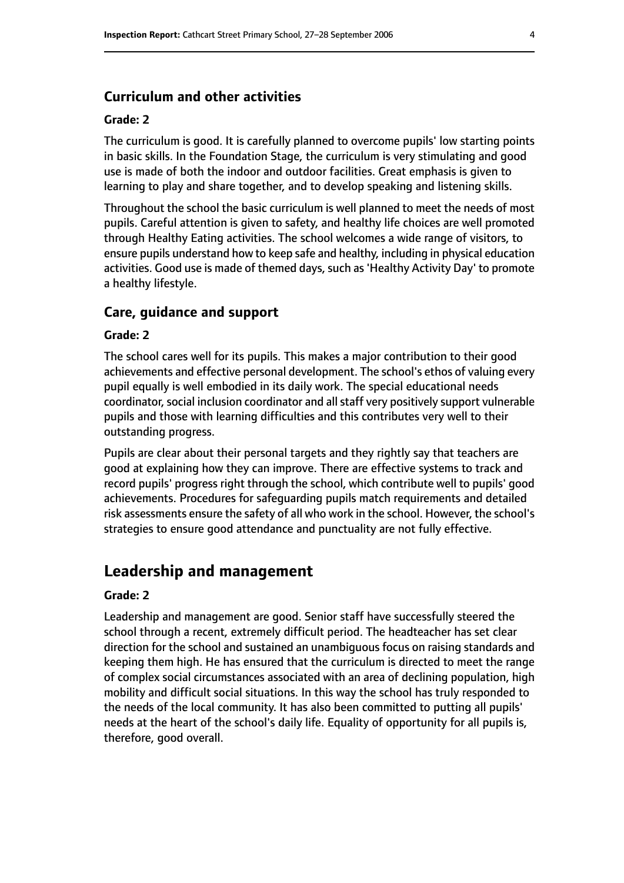### Curriculum and other activities

#### Grade: 2

The curriculum is good. It is carefully planned to overcome pupils' low starting points in basic skills. In the Foundation Stage, the curriculum is very stimulating and good use is made of both the indoor and outdoor facilities. Great emphasis is given to learning to play and share together, and to develop speaking and listening skills.

Throughout the school the basic curriculum is well planned to meet the needs of most pupils. Careful attention is given to safety, and healthy life choices are well promoted through Healthy Eating activities. The school welcomes a wide range of visitors, to ensure pupils understand how to keep safe and healthy, including in physical education activities. Good use is made of themed days, such as 'Healthy Activity Day' to promote a healthy lifestyle.

### Care, guidance and support

#### Grade: 2

The school cares well for its pupils. This makes a major contribution to their good achievements and effective personal development. The school's ethos of valuing every pupil equally is well embodied in its daily work. The special educational needs coordinator, social inclusion coordinator and all staff very positively support vulnerable pupils and those with learning difficulties and this contributes very well to their outstanding progress.

Pupils are clear about their personal targets and they rightly say that teachers are good at explaining how they can improve. There are effective systems to track and record pupils' progress right through the school, which contribute well to pupils' good achievements. Procedures for safeguarding pupils match requirements and detailed risk assessments ensure the safety of all who work in the school. However, the school's strategies to ensure good attendance and punctuality are not fully effective.

## Leadership and management

#### Grade: 2

Leadership and management are good. Senior staff have successfully steered the school through a recent, extremely difficult period. The headteacher has set clear direction for the school and sustained an unambiguous focus on raising standards and keeping them high. He has ensured that the curriculum is directed to meet the range of complex social circumstances associated with an area of declining population, high mobility and difficult social situations. In this way the school has truly responded to the needs of the local community. It has also been committed to putting all pupils' needs at the heart of the school's daily life. Equality of opportunity for all pupils is, therefore, good overall.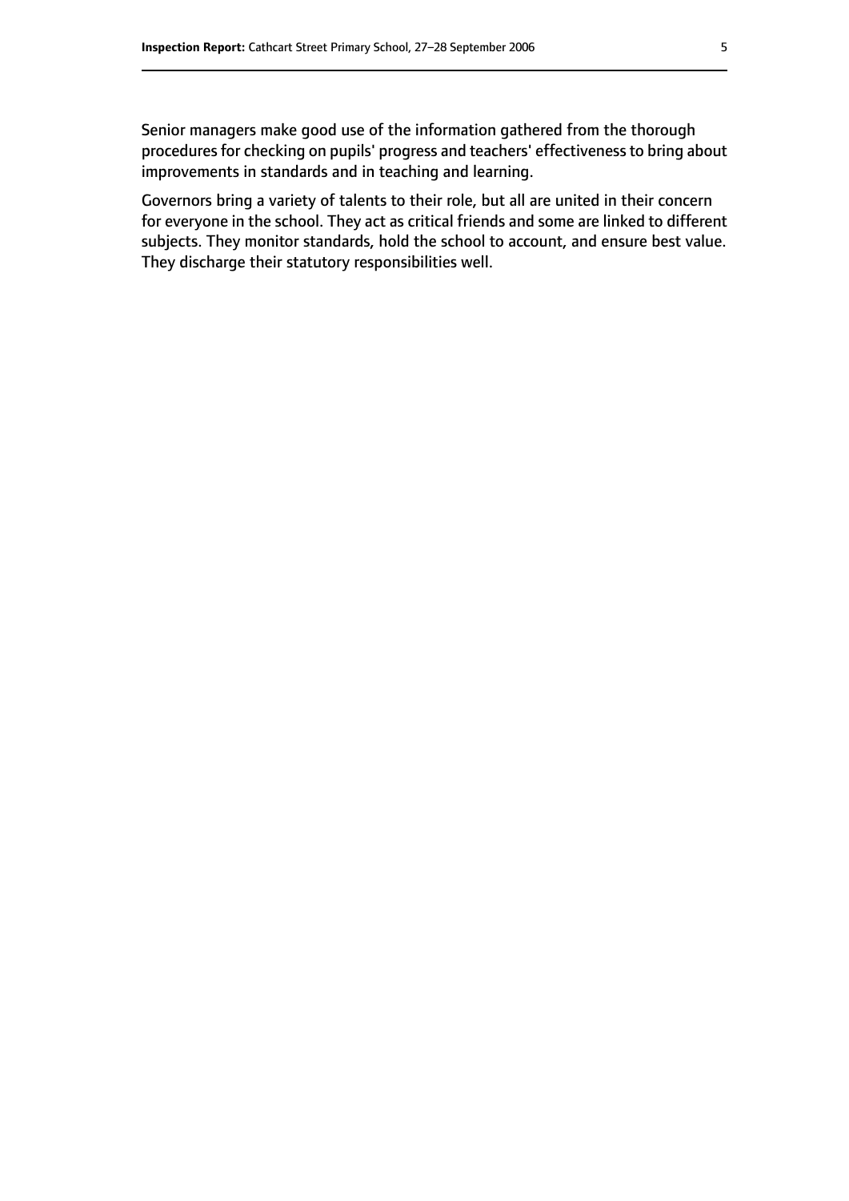Senior managers make good use of the information gathered from the thorough procedures for checking on pupils' progress and teachers' effectiveness to bring about improvements in standards and in teaching and learning.

Governors bring a variety of talents to their role, but all are united in their concern for everyone in the school. They act as critical friends and some are linked to different subjects. They monitor standards, hold the school to account, and ensure best value. They discharge their statutory responsibilities well.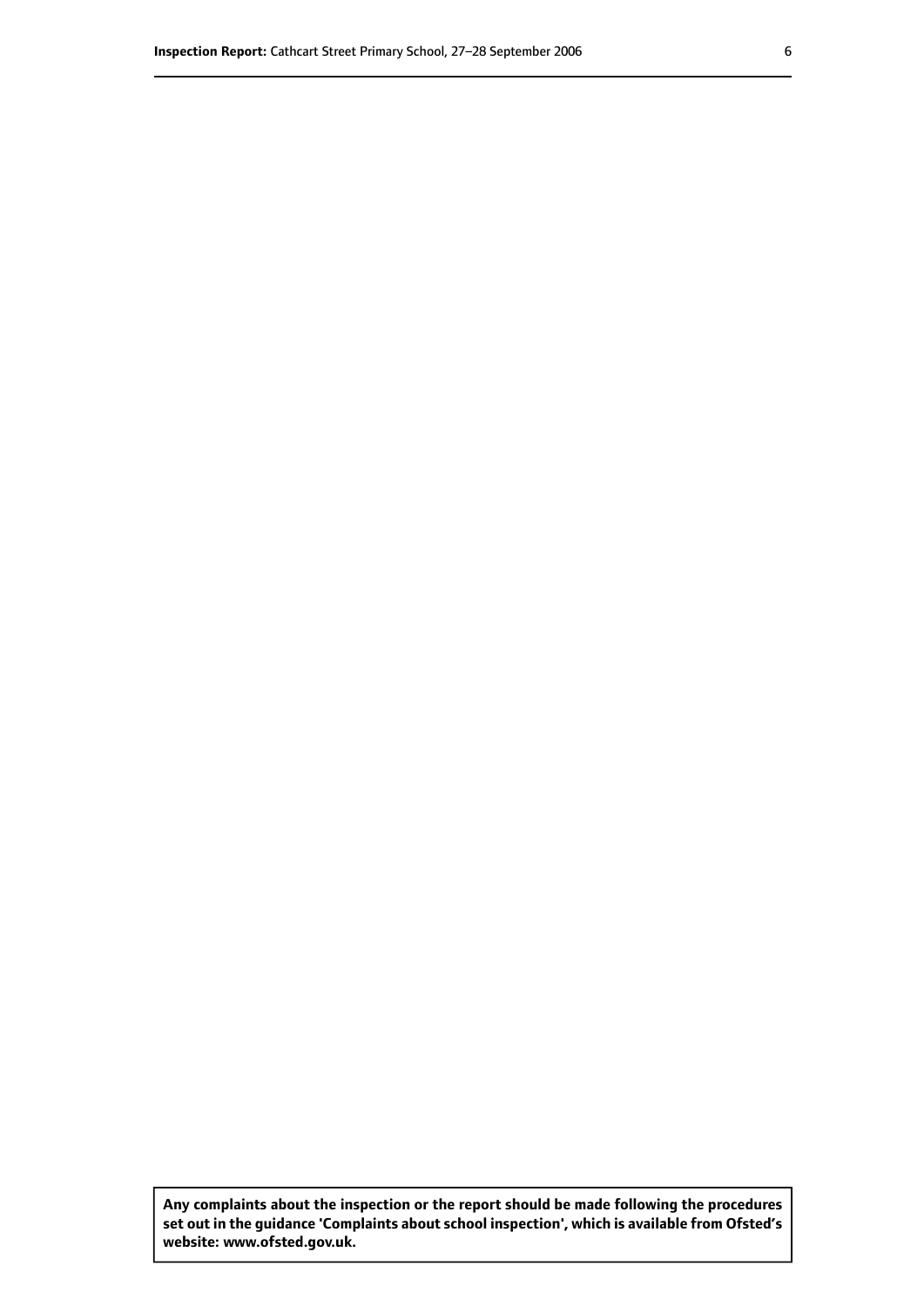**Any complaints about the inspection or the report should be made following the procedures set out in the guidance 'Complaints about school inspection', which is available from Ofsted's website: www.ofsted.gov.uk.**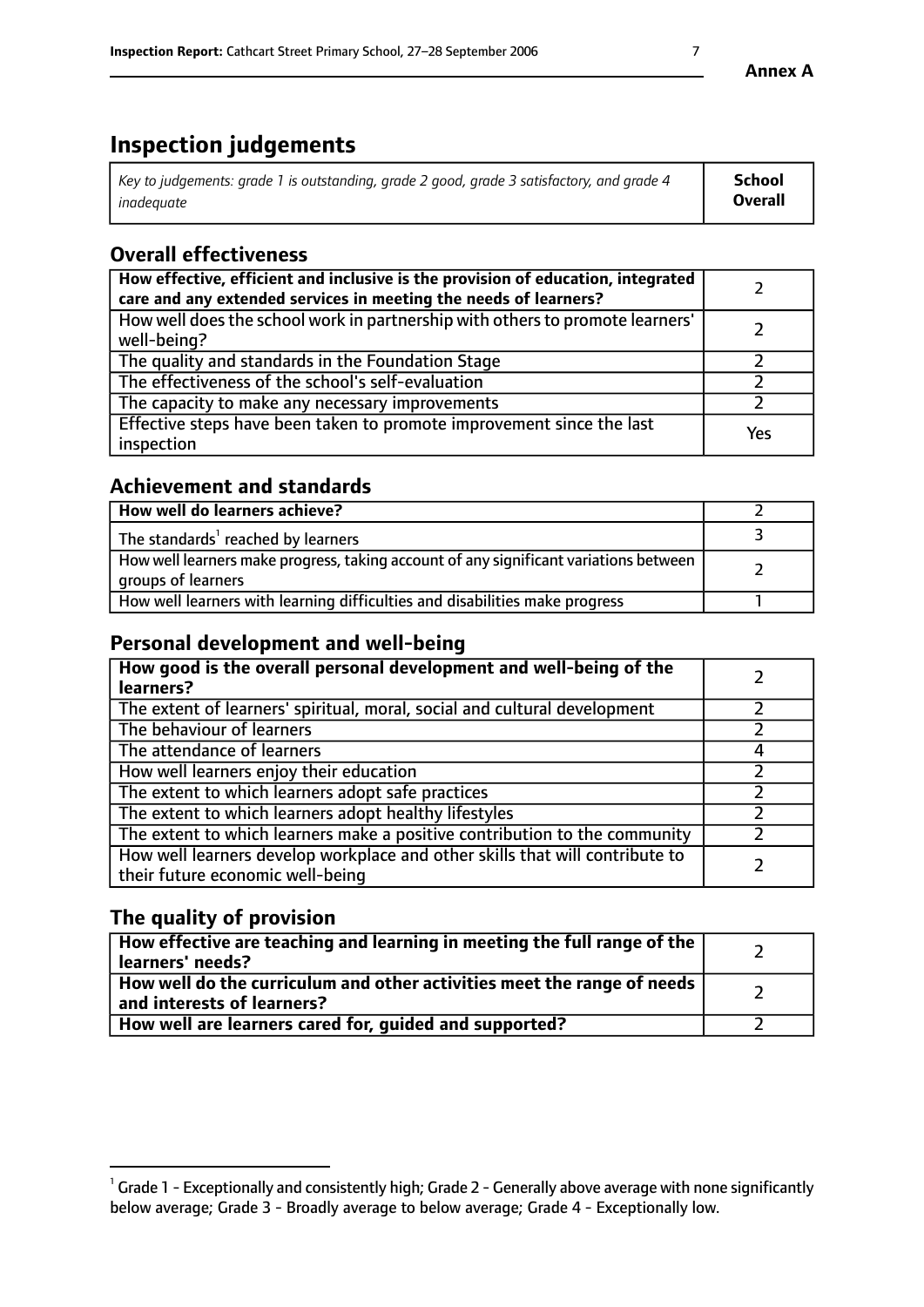**Annex A**

# Inspection judgements

| *Key to judgements: grade 1 is outstanding, grade 2 good, grade 3 satisfactory, and grade 4 inadequate* | **School Overall** |
|---|---|

## Overall effectiveness

| | |
|---|---|
| **How effective, efficient and inclusive is the provision of education, integrated care and any extended services in meeting the needs of learners?** | 2 |
| How well does the school work in partnership with others to promote learners' well-being? | 2 |
| The quality and standards in the Foundation Stage | 2 |
| The effectiveness of the school's self-evaluation | 2 |
| The capacity to make any necessary improvements | 2 |
| Effective steps have been taken to promote improvement since the last inspection | Yes |

## Achievement and standards

| | |
|---|---|
| **How well do learners achieve?** | 2 |
| The standards[1] reached by learners | 3 |
| How well learners make progress, taking account of any significant variations between groups of learners | 2 |
| How well learners with learning difficulties and disabilities make progress | 1 |

## Personal development and well-being

| | |
|---|---|
| **How good is the overall personal development and well-being of the learners?** | 2 |
| The extent of learners' spiritual, moral, social and cultural development | 2 |
| The behaviour of learners | 2 |
| The attendance of learners | 4 |
| How well learners enjoy their education | 2 |
| The extent to which learners adopt safe practices | 2 |
| The extent to which learners adopt healthy lifestyles | 2 |
| The extent to which learners make a positive contribution to the community | 2 |
| How well learners develop workplace and other skills that will contribute to their future economic well-being | 2 |

## The quality of provision

| | |
|---|---|
| **How effective are teaching and learning in meeting the full range of the learners' needs?** | 2 |
| **How well do the curriculum and other activities meet the range of needs and interests of learners?** | 2 |
| **How well are learners cared for, guided and supported?** | 2 |

[1] Grade 1 - Exceptionally and consistently high; Grade 2 - Generally above average with none significantly below average; Grade 3 - Broadly average to below average; Grade 4 - Exceptionally low.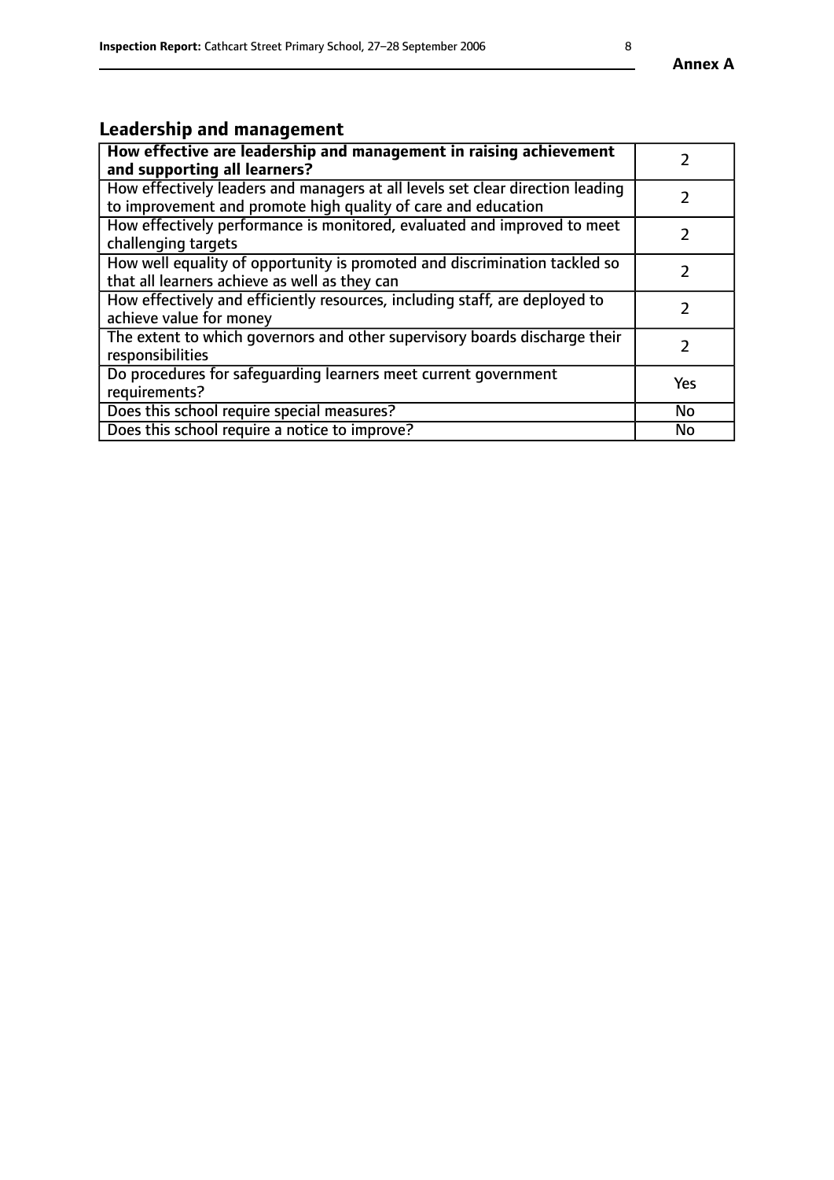## Leadership and management

| **How effective are leadership and management in raising achievement and supporting all learners?** | 2 |
|---|---|
| How effectively leaders and managers at all levels set clear direction leading to improvement and promote high quality of care and education | 2 |
| How effectively performance is monitored, evaluated and improved to meet challenging targets | 2 |
| How well equality of opportunity is promoted and discrimination tackled so that all learners achieve as well as they can | 2 |
| How effectively and efficiently resources, including staff, are deployed to achieve value for money | 2 |
| The extent to which governors and other supervisory boards discharge their responsibilities | 2 |
| Do procedures for safeguarding learners meet current government requirements? | Yes |
| Does this school require special measures? | No |
| Does this school require a notice to improve? | No |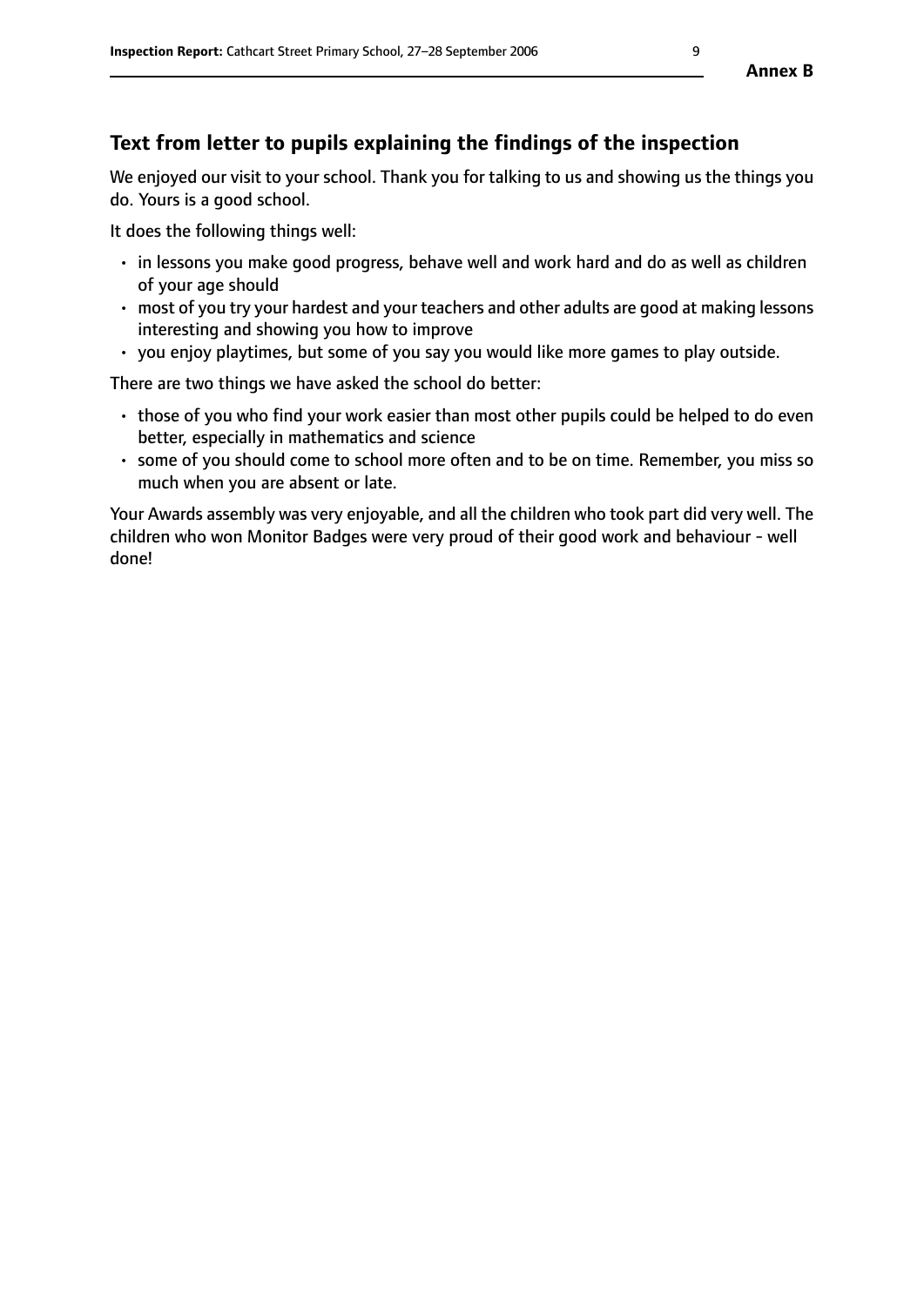## Text from letter to pupils explaining the findings of the inspection

We enjoyed our visit to your school. Thank you for talking to us and showing us the things you do. Yours is a good school.

It does the following things well:

- in lessons you make good progress, behave well and work hard and do as well as children of your age should
- most of you try your hardest and your teachers and other adults are good at making lessons interesting and showing you how to improve
- you enjoy playtimes, but some of you say you would like more games to play outside.

There are two things we have asked the school do better:

- those of you who find your work easier than most other pupils could be helped to do even better, especially in mathematics and science
- some of you should come to school more often and to be on time. Remember, you miss so much when you are absent or late.

Your Awards assembly was very enjoyable, and all the children who took part did very well. The children who won Monitor Badges were very proud of their good work and behaviour - well done!